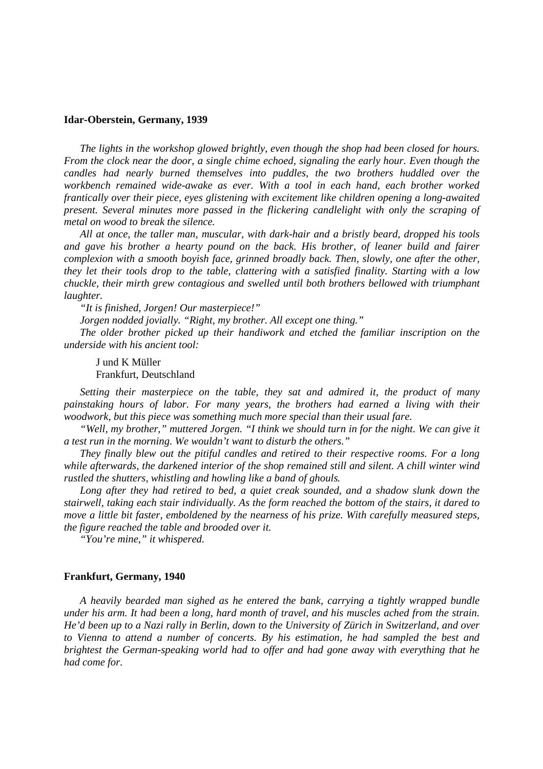**Idar-Oberstein, Germany, 1939**

*The lights in the workshop glowed brightly, even though the shop had been closed for hours. From the clock near the door, a single chime echoed, signaling the early hour. Even though the candles had nearly burned themselves into puddles, the two brothers huddled over the workbench remained wide-awake as ever. With a tool in each hand, each brother worked frantically over their piece, eyes glistening with excitement like children opening a long-awaited present. Several minutes more passed in the flickering candlelight with only the scraping of metal on wood to break the silence.*

*All at once, the taller man, muscular, with dark-hair and a bristly beard, dropped his tools and gave his brother a hearty pound on the back. His brother, of leaner build and fairer complexion with a smooth boyish face, grinned broadly back. Then, slowly, one after the other, they let their tools drop to the table, clattering with a satisfied finality. Starting with a low chuckle, their mirth grew contagious and swelled until both brothers bellowed with triumphant laughter.*

*"It is finished, Jorgen! Our masterpiece!"*

*Jorgen nodded jovially. "Right, my brother. All except one thing."*

*The older brother picked up their handiwork and etched the familiar inscription on the underside with his ancient tool:*

J und K Müller
Frankfurt, Deutschland

*Setting their masterpiece on the table, they sat and admired it, the product of many painstaking hours of labor. For many years, the brothers had earned a living with their woodwork, but this piece was something much more special than their usual fare.*

*"Well, my brother," muttered Jorgen. "I think we should turn in for the night. We can give it a test run in the morning. We wouldn't want to disturb the others."*

*They finally blew out the pitiful candles and retired to their respective rooms. For a long while afterwards, the darkened interior of the shop remained still and silent. A chill winter wind rustled the shutters, whistling and howling like a band of ghouls.*

*Long after they had retired to bed, a quiet creak sounded, and a shadow slunk down the stairwell, taking each stair individually. As the form reached the bottom of the stairs, it dared to move a little bit faster, emboldened by the nearness of his prize. With carefully measured steps, the figure reached the table and brooded over it.*

*"You're mine," it whispered.*

**Frankfurt, Germany, 1940**

*A heavily bearded man sighed as he entered the bank, carrying a tightly wrapped bundle under his arm. It had been a long, hard month of travel, and his muscles ached from the strain. He'd been up to a Nazi rally in Berlin, down to the University of Zürich in Switzerland, and over to Vienna to attend a number of concerts. By his estimation, he had sampled the best and brightest the German-speaking world had to offer and had gone away with everything that he had come for.*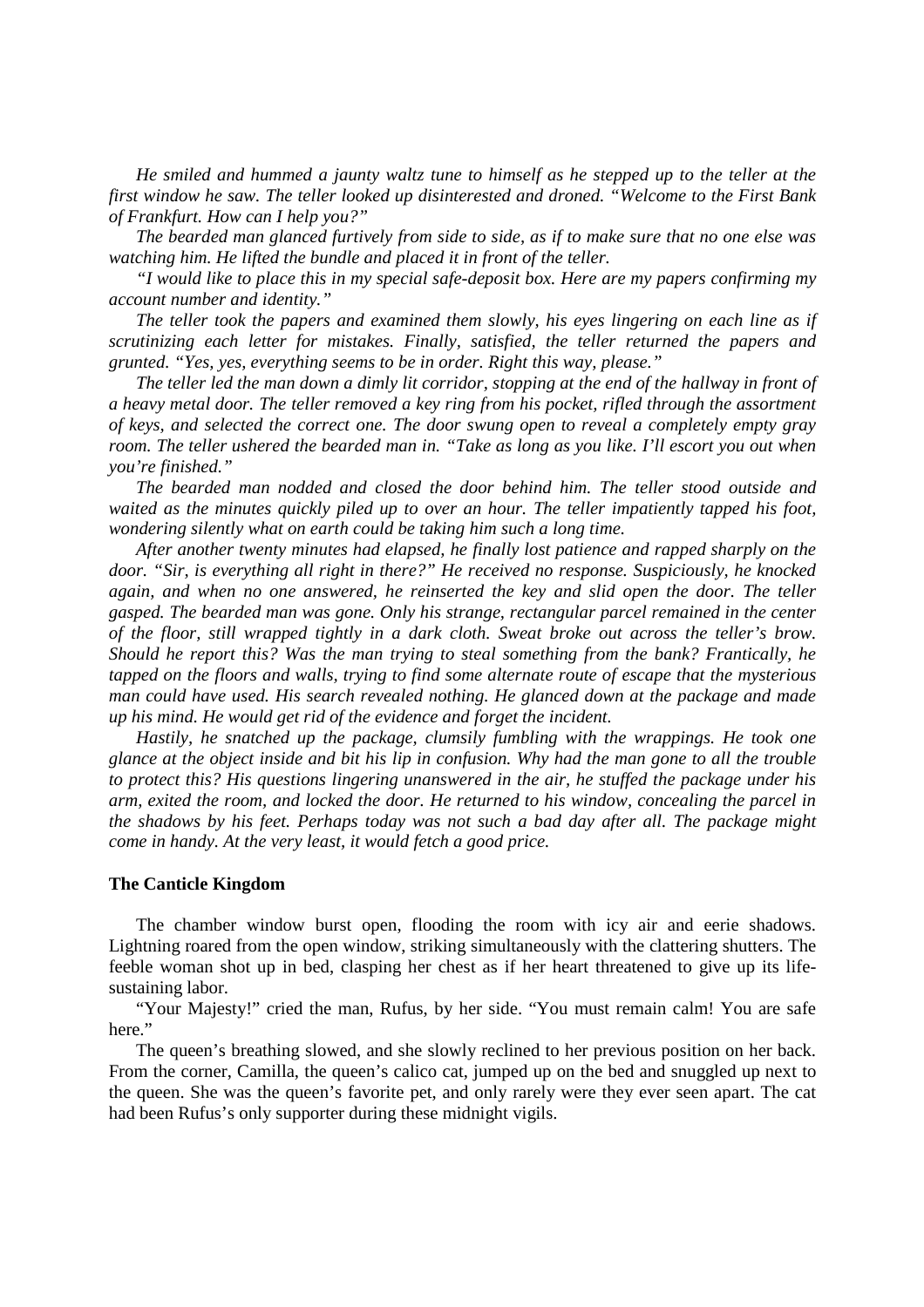*He smiled and hummed a jaunty waltz tune to himself as he stepped up to the teller at the first window he saw. The teller looked up disinterested and droned. "Welcome to the First Bank of Frankfurt. How can I help you?"*

*The bearded man glanced furtively from side to side, as if to make sure that no one else was watching him. He lifted the bundle and placed it in front of the teller.*

*"I would like to place this in my special safe-deposit box. Here are my papers confirming my account number and identity."*

*The teller took the papers and examined them slowly, his eyes lingering on each line as if scrutinizing each letter for mistakes. Finally, satisfied, the teller returned the papers and grunted. "Yes, yes, everything seems to be in order. Right this way, please."*

*The teller led the man down a dimly lit corridor, stopping at the end of the hallway in front of a heavy metal door. The teller removed a key ring from his pocket, rifled through the assortment of keys, and selected the correct one. The door swung open to reveal a completely empty gray room. The teller ushered the bearded man in. "Take as long as you like. I'll escort you out when you're finished."*

*The bearded man nodded and closed the door behind him. The teller stood outside and waited as the minutes quickly piled up to over an hour. The teller impatiently tapped his foot, wondering silently what on earth could be taking him such a long time.*

*After another twenty minutes had elapsed, he finally lost patience and rapped sharply on the door. "Sir, is everything all right in there?" He received no response. Suspiciously, he knocked again, and when no one answered, he reinserted the key and slid open the door. The teller gasped. The bearded man was gone. Only his strange, rectangular parcel remained in the center of the floor, still wrapped tightly in a dark cloth. Sweat broke out across the teller's brow. Should he report this? Was the man trying to steal something from the bank? Frantically, he tapped on the floors and walls, trying to find some alternate route of escape that the mysterious man could have used. His search revealed nothing. He glanced down at the package and made up his mind. He would get rid of the evidence and forget the incident.*

*Hastily, he snatched up the package, clumsily fumbling with the wrappings. He took one glance at the object inside and bit his lip in confusion. Why had the man gone to all the trouble to protect this? His questions lingering unanswered in the air, he stuffed the package under his arm, exited the room, and locked the door. He returned to his window, concealing the parcel in the shadows by his feet. Perhaps today was not such a bad day after all. The package might come in handy. At the very least, it would fetch a good price.*

**The Canticle Kingdom**

The chamber window burst open, flooding the room with icy air and eerie shadows. Lightning roared from the open window, striking simultaneously with the clattering shutters. The feeble woman shot up in bed, clasping her chest as if her heart threatened to give up its life-sustaining labor.

"Your Majesty!" cried the man, Rufus, by her side. "You must remain calm! You are safe here."

The queen's breathing slowed, and she slowly reclined to her previous position on her back. From the corner, Camilla, the queen's calico cat, jumped up on the bed and snuggled up next to the queen. She was the queen's favorite pet, and only rarely were they ever seen apart. The cat had been Rufus's only supporter during these midnight vigils.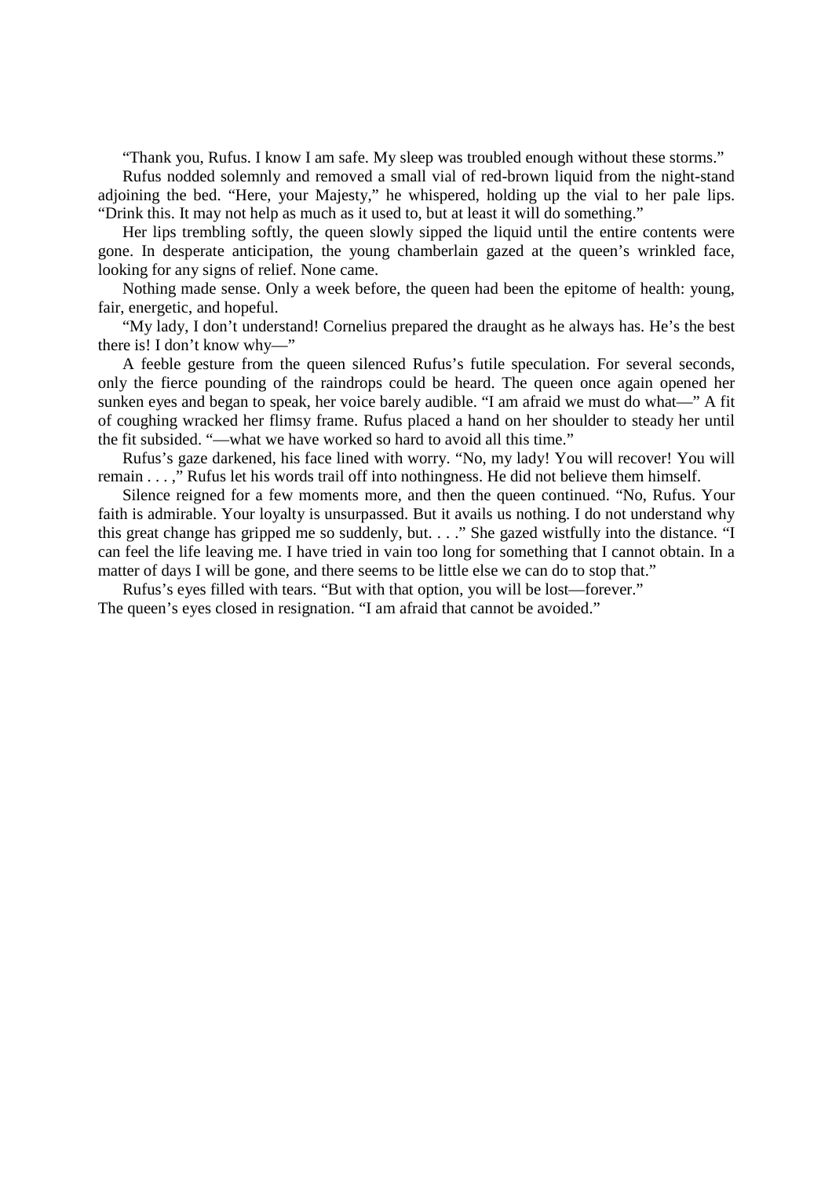"Thank you, Rufus. I know I am safe. My sleep was troubled enough without these storms."

Rufus nodded solemnly and removed a small vial of red-brown liquid from the night-stand adjoining the bed. "Here, your Majesty," he whispered, holding up the vial to her pale lips. "Drink this. It may not help as much as it used to, but at least it will do something."

Her lips trembling softly, the queen slowly sipped the liquid until the entire contents were gone. In desperate anticipation, the young chamberlain gazed at the queen's wrinkled face, looking for any signs of relief. None came.

Nothing made sense. Only a week before, the queen had been the epitome of health: young, fair, energetic, and hopeful.

"My lady, I don't understand! Cornelius prepared the draught as he always has. He's the best there is! I don't know why—"

A feeble gesture from the queen silenced Rufus's futile speculation. For several seconds, only the fierce pounding of the raindrops could be heard. The queen once again opened her sunken eyes and began to speak, her voice barely audible. "I am afraid we must do what—" A fit of coughing wracked her flimsy frame. Rufus placed a hand on her shoulder to steady her until the fit subsided. "—what we have worked so hard to avoid all this time."

Rufus's gaze darkened, his face lined with worry. "No, my lady! You will recover! You will remain . . . ," Rufus let his words trail off into nothingness. He did not believe them himself.

Silence reigned for a few moments more, and then the queen continued. "No, Rufus. Your faith is admirable. Your loyalty is unsurpassed. But it avails us nothing. I do not understand why this great change has gripped me so suddenly, but. . . ." She gazed wistfully into the distance. "I can feel the life leaving me. I have tried in vain too long for something that I cannot obtain. In a matter of days I will be gone, and there seems to be little else we can do to stop that."

Rufus's eyes filled with tears. "But with that option, you will be lost—forever."

The queen's eyes closed in resignation. "I am afraid that cannot be avoided."